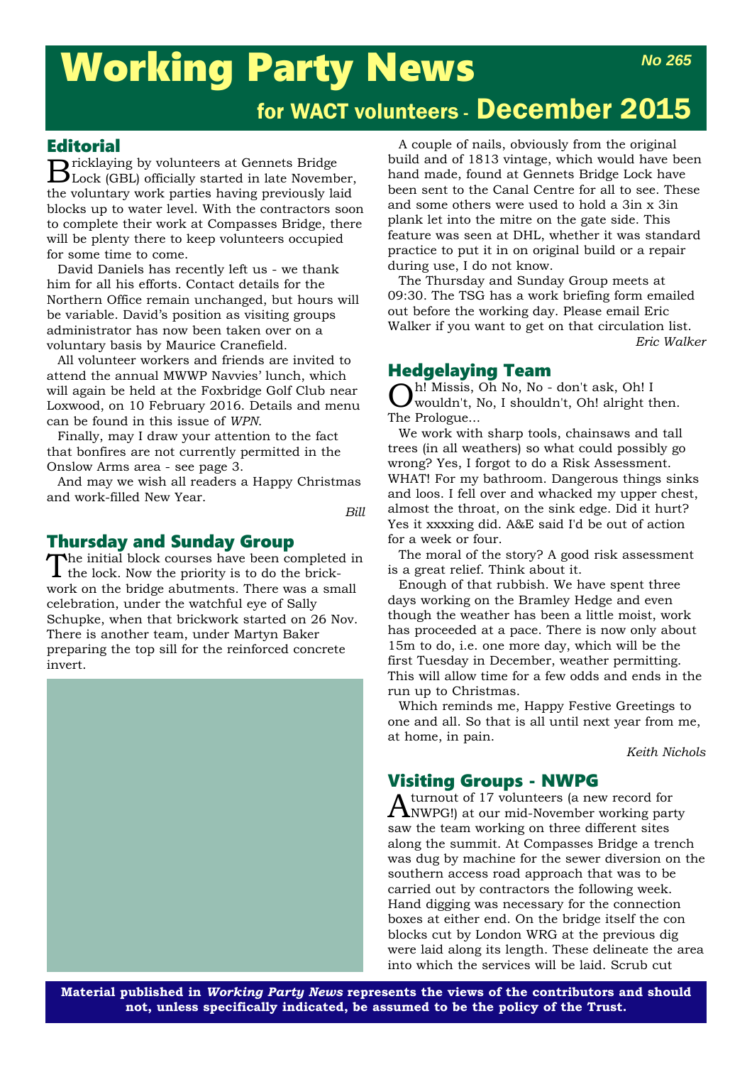# Working Party News

No 265

## for WACT volunteers - December 2015

### Editorial

Bricklaying by volunteers at Gennets Bridge Lock (GBL) officially started in late November, the voluntary work parties having previously laid blocks up to water level. With the contractors soon to complete their work at Compasses Bridge, there will be plenty there to keep volunteers occupied for some time to come.

David Daniels has recently left us - we thank him for all his efforts. Contact details for the Northern Office remain unchanged, but hours will be variable. David's position as visiting groups administrator has now been taken over on a voluntary basis by Maurice Cranefield.

All volunteer workers and friends are invited to attend the annual MWWP Navvies' lunch, which will again be held at the Foxbridge Golf Club near Loxwood, on 10 February 2016. Details and menu can be found in this issue of *WPN*.

Finally, may I draw your attention to the fact that bonfires are not currently permitted in the Onslow Arms area - see page 3.

And may we wish all readers a Happy Christmas and work-filled New Year.

*Bill*

### Thursday and Sunday Group

The initial block courses have been completed in the lock. Now the priority is to do the brick-work on the bridge abutments. There was a small celebration, under the watchful eye of Sally Schupke, when that brickwork started on 26 Nov. There is another team, under Martyn Baker preparing the top sill for the reinforced concrete invert.

A couple of nails, obviously from the original build and of 1813 vintage, which would have been hand made, found at Gennets Bridge Lock have been sent to the Canal Centre for all to see. These and some others were used to hold a 3in x 3in plank let into the mitre on the gate side. This feature was seen at DHL, whether it was standard practice to put it in on original build or a repair during use, I do not know.

The Thursday and Sunday Group meets at 09:30. The TSG has a work briefing form emailed out before the working day. Please email Eric Walker if you want to get on that circulation list.

*Eric Walker*

### Hedgelaying Team

Oh! Missis, Oh No, No - don't ask, Oh! I wouldn't, No, I shouldn't, Oh! alright then. The Prologue...

We work with sharp tools, chainsaws and tall trees (in all weathers) so what could possibly go wrong? Yes, I forgot to do a Risk Assessment. WHAT! For my bathroom. Dangerous things sinks and loos. I fell over and whacked my upper chest, almost the throat, on the sink edge. Did it hurt? Yes it xxxxing did. A&E said I'd be out of action for a week or four.

The moral of the story? A good risk assessment is a great relief. Think about it.

Enough of that rubbish. We have spent three days working on the Bramley Hedge and even though the weather has been a little moist, work has proceeded at a pace. There is now only about 15m to do, i.e. one more day, which will be the first Tuesday in December, weather permitting. This will allow time for a few odds and ends in the run up to Christmas.

Which reminds me, Happy Festive Greetings to one and all. So that is all until next year from me, at home, in pain.

*Keith Nichols*

### Visiting Groups - NWPG

A turnout of 17 volunteers (a new record for NWPG!) at our mid-November working party saw the team working on three different sites along the summit. At Compasses Bridge a trench was dug by machine for the sewer diversion on the southern access road approach that was to be carried out by contractors the following week. Hand digging was necessary for the connection boxes at either end. On the bridge itself the con blocks cut by London WRG at the previous dig were laid along its length. These delineate the area into which the services will be laid. Scrub cut

**Material published in *Working Party News* represents the views of the contributors and should not, unless specifically indicated, be assumed to be the policy of the Trust.**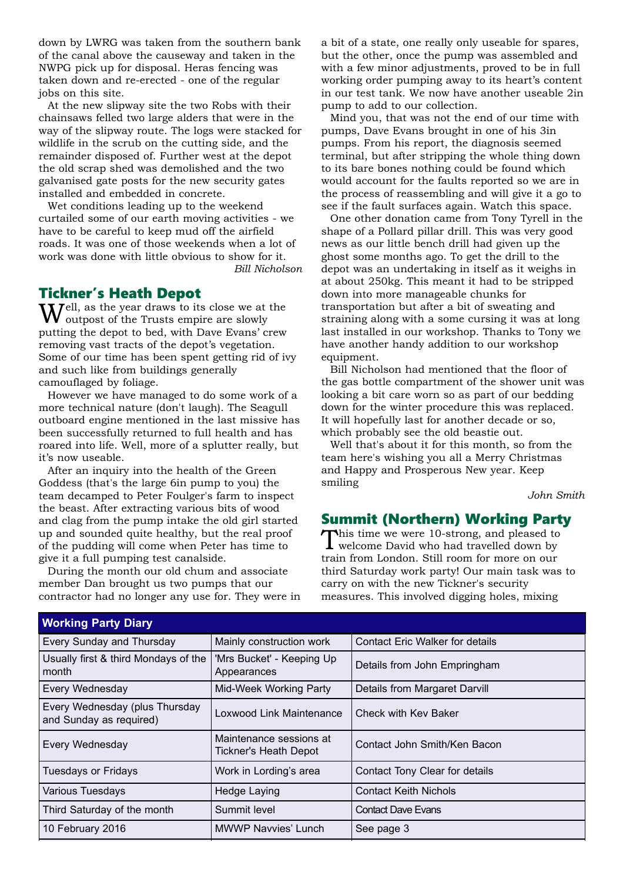down by LWRG was taken from the southern bank of the canal above the causeway and taken in the NWPG pick up for disposal. Heras fencing was taken down and re-erected - one of the regular jobs on this site.

At the new slipway site the two Robs with their chainsaws felled two large alders that were in the way of the slipway route. The logs were stacked for wildlife in the scrub on the cutting side, and the remainder disposed of. Further west at the depot the old scrap shed was demolished and the two galvanised gate posts for the new security gates installed and embedded in concrete.

Wet conditions leading up to the weekend curtailed some of our earth moving activities - we have to be careful to keep mud off the airfield roads. It was one of those weekends when a lot of work was done with little obvious to show for it.

*Bill Nicholson*

## Tickner's Heath Depot

Well, as the year draws to its close we at the outpost of the Trusts empire are slowly putting the depot to bed, with Dave Evans' crew removing vast tracts of the depot's vegetation. Some of our time has been spent getting rid of ivy and such like from buildings generally camouflaged by foliage.

However we have managed to do some work of a more technical nature (don't laugh). The Seagull outboard engine mentioned in the last missive has been successfully returned to full health and has roared into life. Well, more of a splutter really, but it's now useable.

After an inquiry into the health of the Green Goddess (that's the large 6in pump to you) the team decamped to Peter Foulger's farm to inspect the beast. After extracting various bits of wood and clag from the pump intake the old girl started up and sounded quite healthy, but the real proof of the pudding will come when Peter has time to give it a full pumping test canalside.

During the month our old chum and associate member Dan brought us two pumps that our contractor had no longer any use for. They were in a bit of a state, one really only useable for spares, but the other, once the pump was assembled and with a few minor adjustments, proved to be in full working order pumping away to its heart's content in our test tank. We now have another useable 2in pump to add to our collection.

Mind you, that was not the end of our time with pumps, Dave Evans brought in one of his 3in pumps. From his report, the diagnosis seemed terminal, but after stripping the whole thing down to its bare bones nothing could be found which would account for the faults reported so we are in the process of reassembling and will give it a go to see if the fault surfaces again. Watch this space.

One other donation came from Tony Tyrell in the shape of a Pollard pillar drill. This was very good news as our little bench drill had given up the ghost some months ago. To get the drill to the depot was an undertaking in itself as it weighs in at about 250kg. This meant it had to be stripped down into more manageable chunks for transportation but after a bit of sweating and straining along with a some cursing it was at long last installed in our workshop. Thanks to Tony we have another handy addition to our workshop equipment.

Bill Nicholson had mentioned that the floor of the gas bottle compartment of the shower unit was looking a bit care worn so as part of our bedding down for the winter procedure this was replaced. It will hopefully last for another decade or so, which probably see the old beastie out.

Well that's about it for this month, so from the team here's wishing you all a Merry Christmas and Happy and Prosperous New year. Keep smiling

*John Smith*

## Summit (Northern) Working Party

This time we were 10-strong, and pleased to welcome David who had travelled down by train from London. Still room for more on our third Saturday work party! Our main task was to carry on with the new Tickner's security measures. This involved digging holes, mixing

| Working Party Diary | | |
|---|---|---|
| Every Sunday and Thursday | Mainly construction work | Contact Eric Walker for details |
| Usually first & third Mondays of the month | 'Mrs Bucket' - Keeping Up Appearances | Details from John Empringham |
| Every Wednesday | Mid-Week Working Party | Details from Margaret Darvill |
| Every Wednesday (plus Thursday and Sunday as required) | Loxwood Link Maintenance | Check with Kev Baker |
| Every Wednesday | Maintenance sessions at Tickner's Heath Depot | Contact John Smith/Ken Bacon |
| Tuesdays or Fridays | Work in Lording's area | Contact Tony Clear for details |
| Various Tuesdays | Hedge Laying | Contact Keith Nichols |
| Third Saturday of the month | Summit level | Contact Dave Evans |
| 10 February 2016 | MWWP Navvies' Lunch | See page 3 |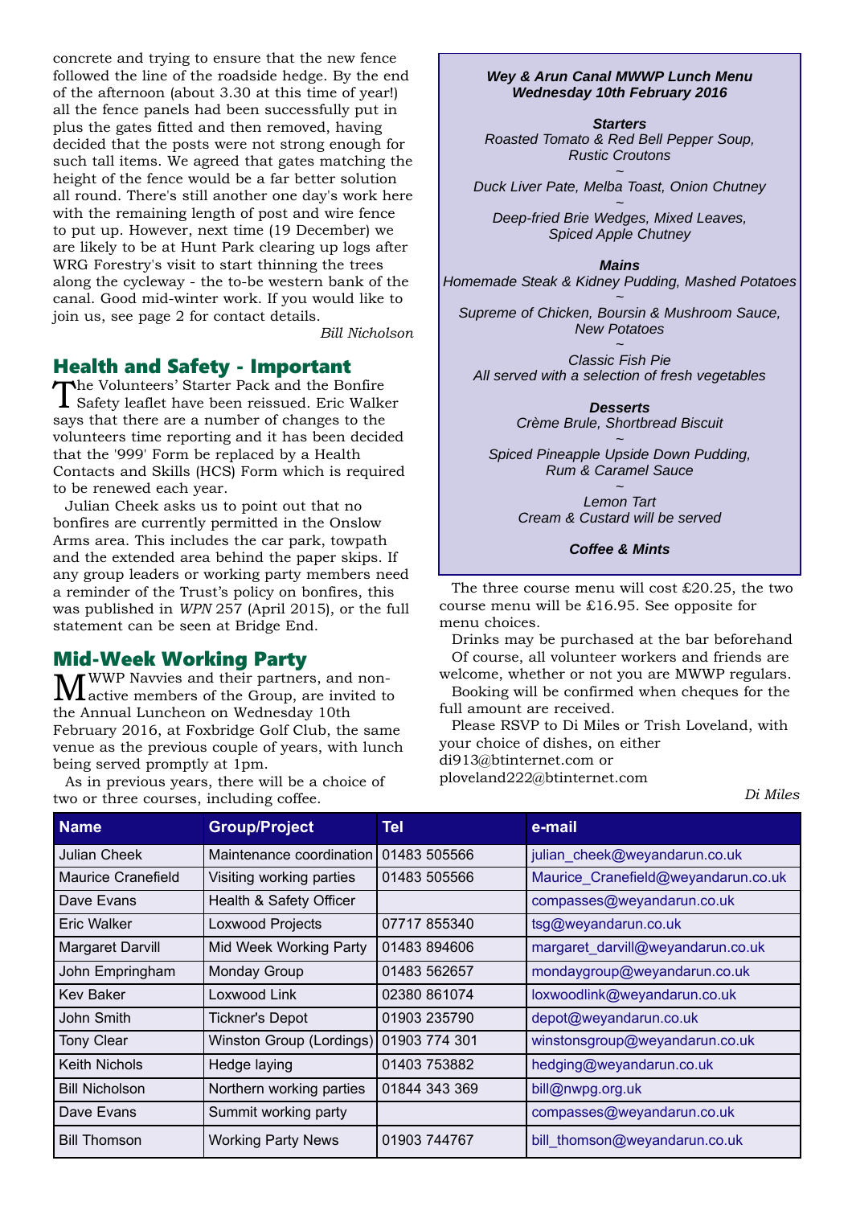concrete and trying to ensure that the new fence followed the line of the roadside hedge. By the end of the afternoon (about 3.30 at this time of year!) all the fence panels had been successfully put in plus the gates fitted and then removed, having decided that the posts were not strong enough for such tall items. We agreed that gates matching the height of the fence would be a far better solution all round. There's still another one day's work here with the remaining length of post and wire fence to put up. However, next time (19 December) we are likely to be at Hunt Park clearing up logs after WRG Forestry's visit to start thinning the trees along the cycleway - the to-be western bank of the canal. Good mid-winter work. If you would like to join us, see page 2 for contact details.

*Bill Nicholson*

## Health and Safety - Important

The Volunteers' Starter Pack and the Bonfire Safety leaflet have been reissued. Eric Walker says that there are a number of changes to the volunteers time reporting and it has been decided that the '999' Form be replaced by a Health Contacts and Skills (HCS) Form which is required to be renewed each year.

Julian Cheek asks us to point out that no bonfires are currently permitted in the Onslow Arms area. This includes the car park, towpath and the extended area behind the paper skips. If any group leaders or working party members need a reminder of the Trust's policy on bonfires, this was published in *WPN* 257 (April 2015), or the full statement can be seen at Bridge End.

## Mid-Week Working Party

MWWP Navvies and their partners, and non-active members of the Group, are invited to the Annual Luncheon on Wednesday 10th February 2016, at Foxbridge Golf Club, the same venue as the previous couple of years, with lunch being served promptly at 1pm.

As in previous years, there will be a choice of two or three courses, including coffee.

***Wey & Arun Canal MWWP Lunch Menu***
***Wednesday 10th February 2016***

***Starters***

*Roasted Tomato & Red Bell Pepper Soup, Rustic Croutons*
~
*Duck Liver Pate, Melba Toast, Onion Chutney*
~
*Deep-fried Brie Wedges, Mixed Leaves, Spiced Apple Chutney*

***Mains***

*Homemade Steak & Kidney Pudding, Mashed Potatoes*
~
*Supreme of Chicken, Boursin & Mushroom Sauce, New Potatoes*
~
*Classic Fish Pie*
*All served with a selection of fresh vegetables*

***Desserts***

*Crème Brule, Shortbread Biscuit*
~
*Spiced Pineapple Upside Down Pudding, Rum & Caramel Sauce*
~
*Lemon Tart*
*Cream & Custard will be served*

***Coffee & Mints***

The three course menu will cost £20.25, the two course menu will be £16.95. See opposite for menu choices.

Drinks may be purchased at the bar beforehand

Of course, all volunteer workers and friends are welcome, whether or not you are MWWP regulars.

Booking will be confirmed when cheques for the full amount are received.

Please RSVP to Di Miles or Trish Loveland, with your choice of dishes, on either di913@btinternet.com or ploveland222@btinternet.com

*Di Miles*

| Name | Group/Project | Tel | e-mail |
|---|---|---|---|
| Julian Cheek | Maintenance coordination | 01483 505566 | julian_cheek@weyandarun.co.uk |
| Maurice Cranefield | Visiting working parties | 01483 505566 | Maurice_Cranefield@weyandarun.co.uk |
| Dave Evans | Health & Safety Officer | | compasses@weyandarun.co.uk |
| Eric Walker | Loxwood Projects | 07717 855340 | tsg@weyandarun.co.uk |
| Margaret Darvill | Mid Week Working Party | 01483 894606 | margaret_darvill@weyandarun.co.uk |
| John Empringham | Monday Group | 01483 562657 | mondaygroup@weyandarun.co.uk |
| Kev Baker | Loxwood Link | 02380 861074 | loxwoodlink@weyandarun.co.uk |
| John Smith | Tickner's Depot | 01903 235790 | depot@weyandarun.co.uk |
| Tony Clear | Winston Group (Lordings) | 01903 774 301 | winstonsgroup@weyandarun.co.uk |
| Keith Nichols | Hedge laying | 01403 753882 | hedging@weyandarun.co.uk |
| Bill Nicholson | Northern working parties | 01844 343 369 | bill@nwpg.org.uk |
| Dave Evans | Summit working party | | compasses@weyandarun.co.uk |
| Bill Thomson | Working Party News | 01903 744767 | bill_thomson@weyandarun.co.uk |